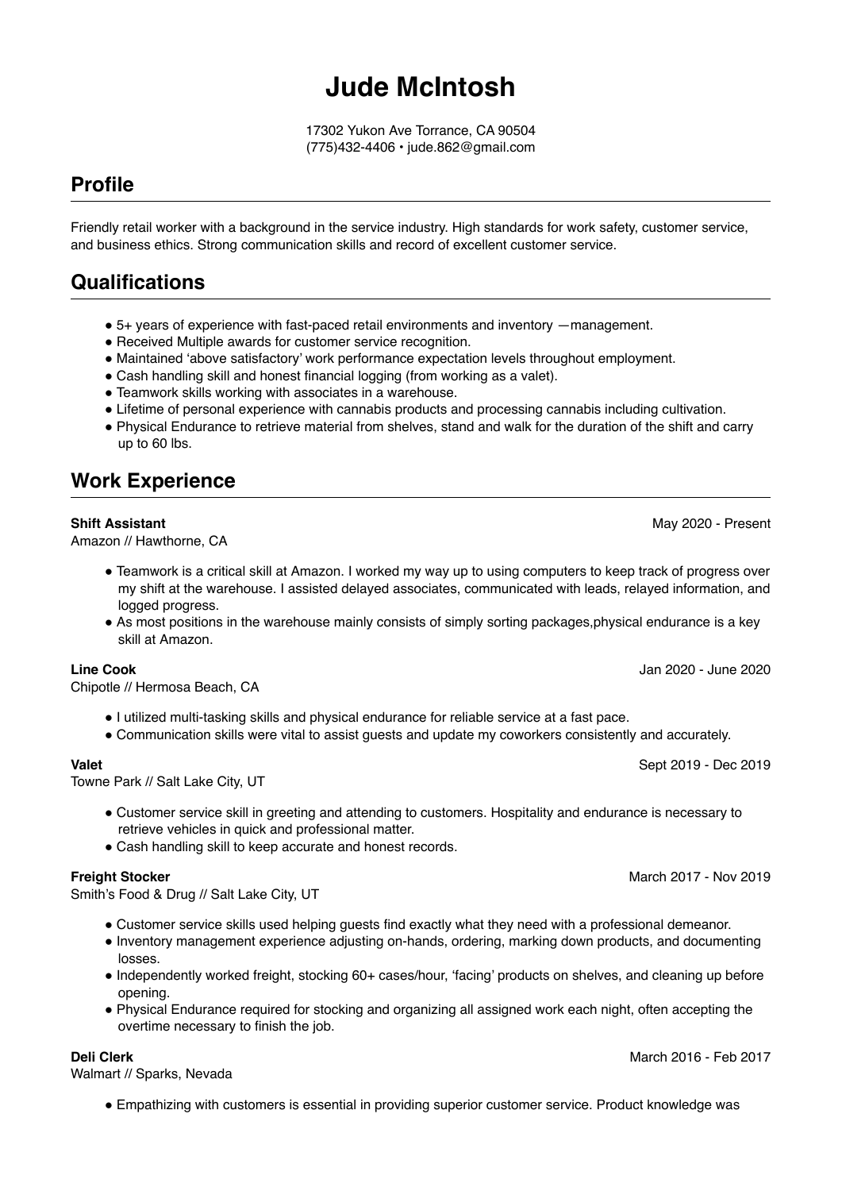# Jude McIntosh

17302 Yukon Ave Torrance, CA 90504
(775)432-4406 • jude.862@gmail.com

## Profile

Friendly retail worker with a background in the service industry. High standards for work safety, customer service, and business ethics. Strong communication skills and record of excellent customer service.

## Qualifications

- 5+ years of experience with fast-paced retail environments and inventory —management.
- Received Multiple awards for customer service recognition.
- Maintained 'above satisfactory' work performance expectation levels throughout employment.
- Cash handling skill and honest financial logging (from working as a valet).
- Teamwork skills working with associates in a warehouse.
- Lifetime of personal experience with cannabis products and processing cannabis including cultivation.
- Physical Endurance to retrieve material from shelves, stand and walk for the duration of the shift and carry up to 60 lbs.

## Work Experience

**Shift Assistant** — May 2020 - Present
Amazon // Hawthorne, CA

- Teamwork is a critical skill at Amazon. I worked my way up to using computers to keep track of progress over my shift at the warehouse. I assisted delayed associates, communicated with leads, relayed information, and logged progress.
- As most positions in the warehouse mainly consists of simply sorting packages,physical endurance is a key skill at Amazon.

**Line Cook** — Jan 2020 - June 2020
Chipotle // Hermosa Beach, CA

- I utilized multi-tasking skills and physical endurance for reliable service at a fast pace.
- Communication skills were vital to assist guests and update my coworkers consistently and accurately.

**Valet** — Sept 2019 - Dec 2019
Towne Park // Salt Lake City, UT

- Customer service skill in greeting and attending to customers. Hospitality and endurance is necessary to retrieve vehicles in quick and professional matter.
- Cash handling skill to keep accurate and honest records.

**Freight Stocker** — March 2017 - Nov 2019
Smith's Food & Drug // Salt Lake City, UT

- Customer service skills used helping guests find exactly what they need with a professional demeanor.
- Inventory management experience adjusting on-hands, ordering, marking down products, and documenting losses.
- Independently worked freight, stocking 60+ cases/hour, 'facing' products on shelves, and cleaning up before opening.
- Physical Endurance required for stocking and organizing all assigned work each night, often accepting the overtime necessary to finish the job.

**Deli Clerk** — March 2016 - Feb 2017
Walmart // Sparks, Nevada

- Empathizing with customers is essential in providing superior customer service. Product knowledge was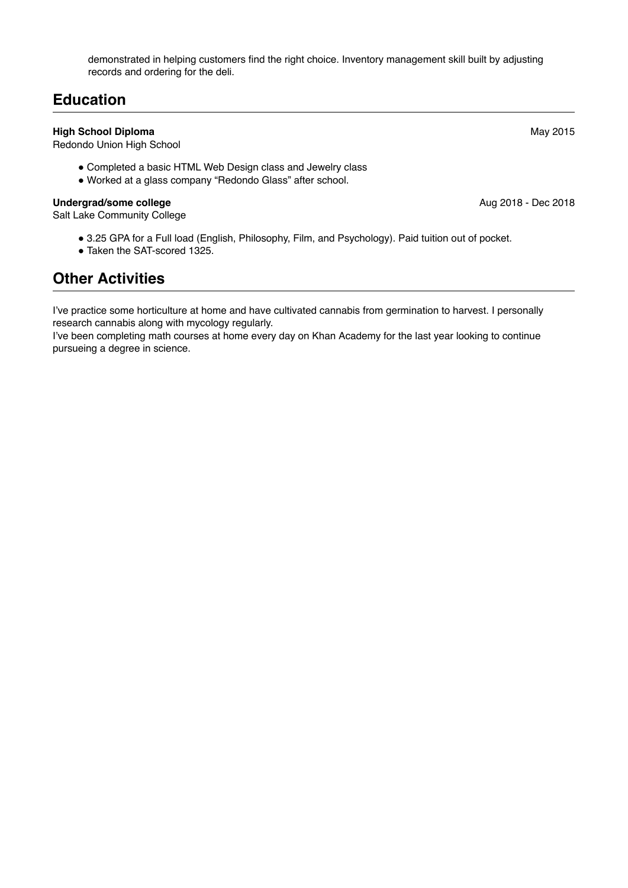demonstrated in helping customers find the right choice. Inventory management skill built by adjusting records and ordering for the deli.

## Education

**High School Diploma** May 2015
Redondo Union High School

- Completed a basic HTML Web Design class and Jewelry class
- Worked at a glass company “Redondo Glass” after school.

**Undergrad/some college** Aug 2018 - Dec 2018
Salt Lake Community College

- 3.25 GPA for a Full load (English, Philosophy, Film, and Psychology). Paid tuition out of pocket.
- Taken the SAT-scored 1325.

## Other Activities

I’ve practice some horticulture at home and have cultivated cannabis from germination to harvest. I personally research cannabis along with mycology regularly.
I’ve been completing math courses at home every day on Khan Academy for the last year looking to continue pursueing a degree in science.